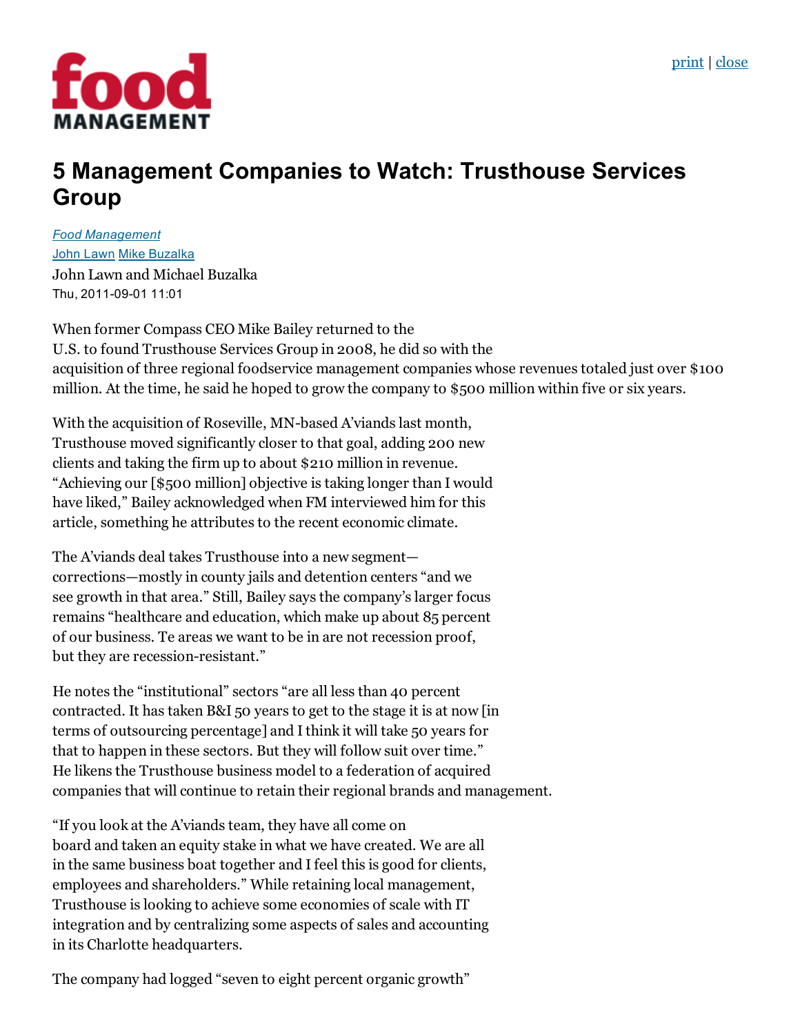# 5 Management Companies to Watch: Trusthouse Services Group

*Food Management*
John Lawn Mike Buzalka
John Lawn and Michael Buzalka
Thu, 2011-09-01 11:01

When former Compass CEO Mike Bailey returned to the U.S. to found Trusthouse Services Group in 2008, he did so with the acquisition of three regional foodservice management companies whose revenues totaled just over $100 million. At the time, he said he hoped to grow the company to $500 million within five or six years.

With the acquisition of Roseville, MN-based A'viands last month, Trusthouse moved significantly closer to that goal, adding 200 new clients and taking the firm up to about $210 million in revenue. "Achieving our [$500 million] objective is taking longer than I would have liked," Bailey acknowledged when FM interviewed him for this article, something he attributes to the recent economic climate.

The A'viands deal takes Trusthouse into a new segment—corrections—mostly in county jails and detention centers "and we see growth in that area." Still, Bailey says the company's larger focus remains "healthcare and education, which make up about 85 percent of our business. Te areas we want to be in are not recession proof, but they are recession-resistant."

He notes the "institutional" sectors "are all less than 40 percent contracted. It has taken B&I 50 years to get to the stage it is at now [in terms of outsourcing percentage] and I think it will take 50 years for that to happen in these sectors. But they will follow suit over time." He likens the Trusthouse business model to a federation of acquired companies that will continue to retain their regional brands and management.

"If you look at the A'viands team, they have all come on board and taken an equity stake in what we have created. We are all in the same business boat together and I feel this is good for clients, employees and shareholders." While retaining local management, Trusthouse is looking to achieve some economies of scale with IT integration and by centralizing some aspects of sales and accounting in its Charlotte headquarters.

The company had logged "seven to eight percent organic growth"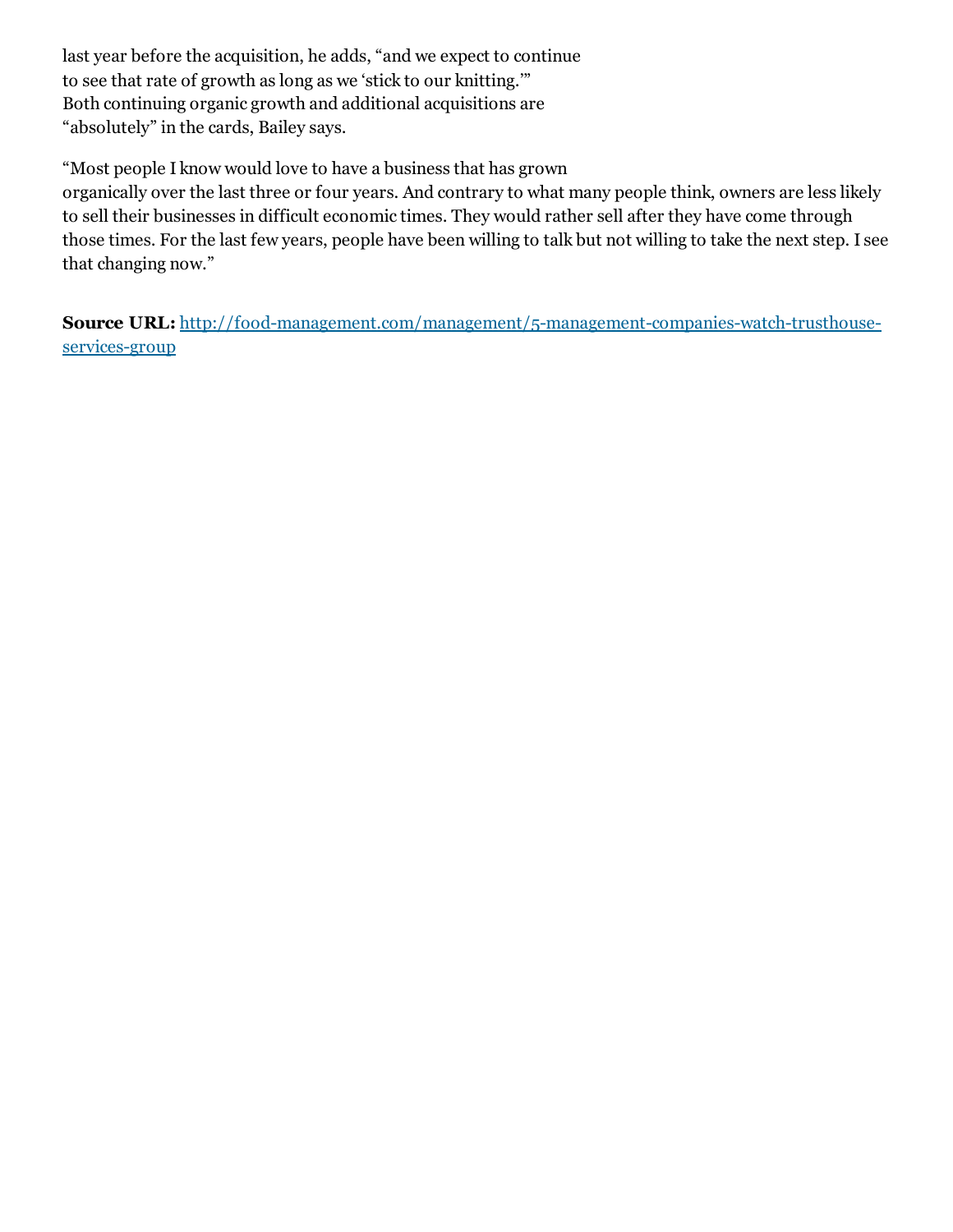last year before the acquisition, he adds, "and we expect to continue to see that rate of growth as long as we 'stick to our knitting.'" Both continuing organic growth and additional acquisitions are "absolutely" in the cards, Bailey says.

"Most people I know would love to have a business that has grown organically over the last three or four years. And contrary to what many people think, owners are less likely to sell their businesses in difficult economic times. They would rather sell after they have come through those times. For the last few years, people have been willing to talk but not willing to take the next step. I see that changing now."

**Source URL:** [http://food-management.com/management/5-management-companies-watch-trusthouse-services-group](http://food-management.com/management/5-management-companies-watch-trusthouse-services-group)